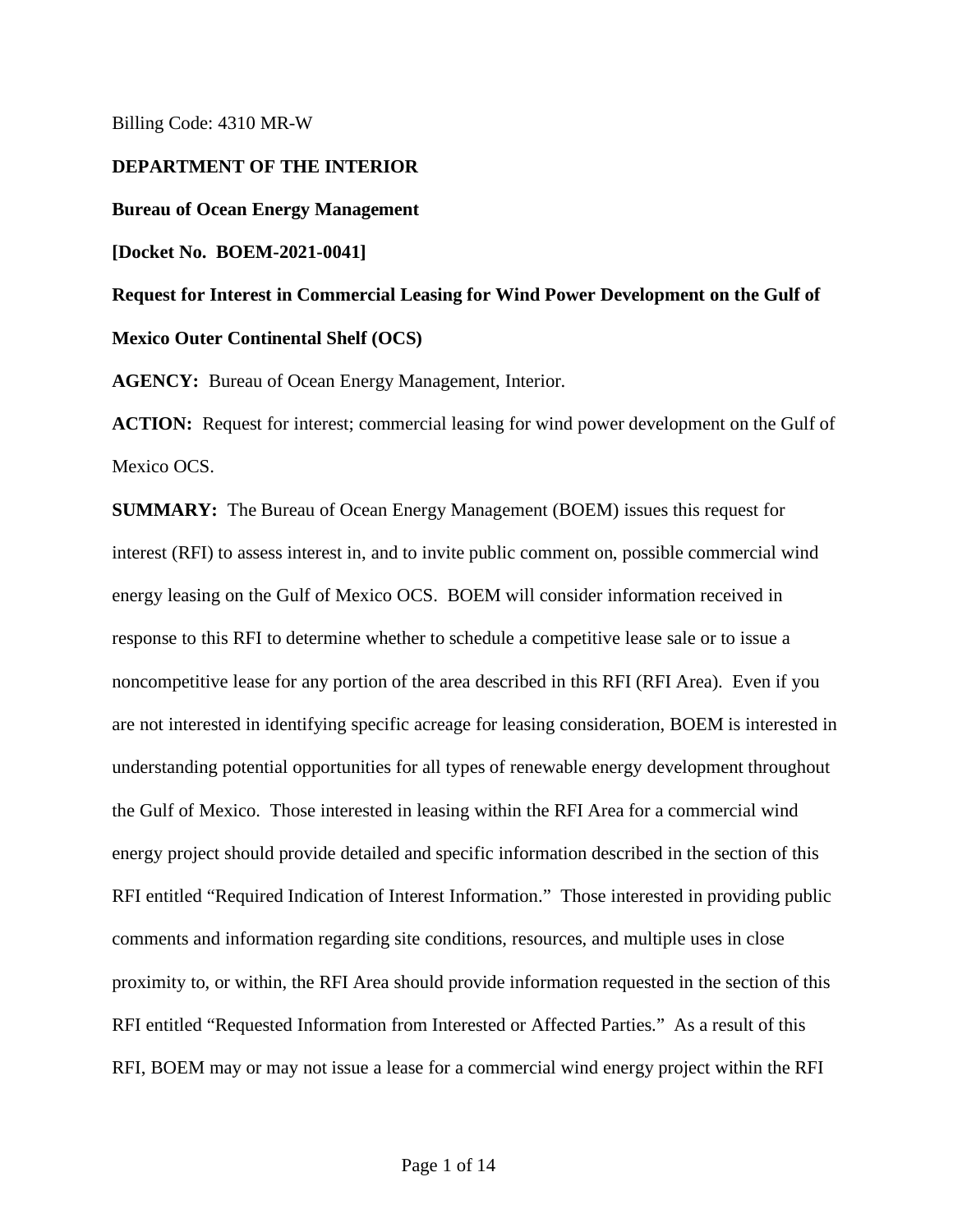Billing Code: 4310 MR-W

**DEPARTMENT OF THE INTERIOR**

**Bureau of Ocean Energy Management**

**[Docket No. BOEM-2021-0041]**

**Request for Interest in Commercial Leasing for Wind Power Development on the Gulf of Mexico Outer Continental Shelf (OCS)**

**AGENCY:** Bureau of Ocean Energy Management, Interior.

**ACTION:** Request for interest; commercial leasing for wind power development on the Gulf of Mexico OCS.

**SUMMARY:** The Bureau of Ocean Energy Management (BOEM) issues this request for interest (RFI) to assess interest in, and to invite public comment on, possible commercial wind energy leasing on the Gulf of Mexico OCS. BOEM will consider information received in response to this RFI to determine whether to schedule a competitive lease sale or to issue a noncompetitive lease for any portion of the area described in this RFI (RFI Area). Even if you are not interested in identifying specific acreage for leasing consideration, BOEM is interested in understanding potential opportunities for all types of renewable energy development throughout the Gulf of Mexico. Those interested in leasing within the RFI Area for a commercial wind energy project should provide detailed and specific information described in the section of this RFI entitled "Required Indication of Interest Information." Those interested in providing public comments and information regarding site conditions, resources, and multiple uses in close proximity to, or within, the RFI Area should provide information requested in the section of this RFI entitled "Requested Information from Interested or Affected Parties." As a result of this RFI, BOEM may or may not issue a lease for a commercial wind energy project within the RFI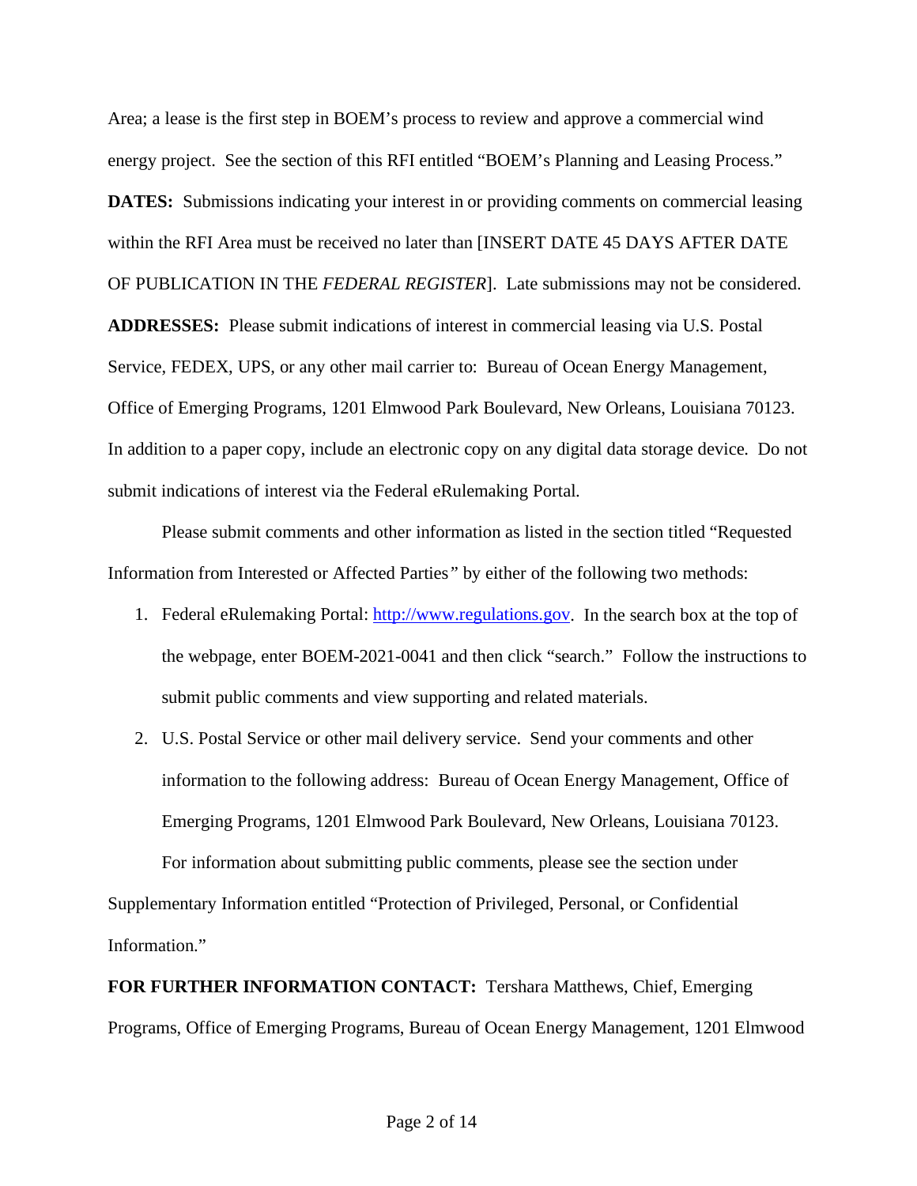Area; a lease is the first step in BOEM's process to review and approve a commercial wind energy project. See the section of this RFI entitled "BOEM's Planning and Leasing Process."

**DATES:** Submissions indicating your interest in or providing comments on commercial leasing within the RFI Area must be received no later than [INSERT DATE 45 DAYS AFTER DATE OF PUBLICATION IN THE *FEDERAL REGISTER*]. Late submissions may not be considered.

**ADDRESSES:** Please submit indications of interest in commercial leasing via U.S. Postal Service, FEDEX, UPS, or any other mail carrier to: Bureau of Ocean Energy Management, Office of Emerging Programs, 1201 Elmwood Park Boulevard, New Orleans, Louisiana 70123. In addition to a paper copy, include an electronic copy on any digital data storage device. Do not submit indications of interest via the Federal eRulemaking Portal.

Please submit comments and other information as listed in the section titled "Requested Information from Interested or Affected Parties" by either of the following two methods:

1. Federal eRulemaking Portal: [http://www.regulations.gov](http://www.regulations.gov). In the search box at the top of the webpage, enter BOEM-2021-0041 and then click "search." Follow the instructions to submit public comments and view supporting and related materials.
2. U.S. Postal Service or other mail delivery service. Send your comments and other information to the following address: Bureau of Ocean Energy Management, Office of Emerging Programs, 1201 Elmwood Park Boulevard, New Orleans, Louisiana 70123.

For information about submitting public comments, please see the section under Supplementary Information entitled "Protection of Privileged, Personal, or Confidential Information."

**FOR FURTHER INFORMATION CONTACT:** Tershara Matthews, Chief, Emerging Programs, Office of Emerging Programs, Bureau of Ocean Energy Management, 1201 Elmwood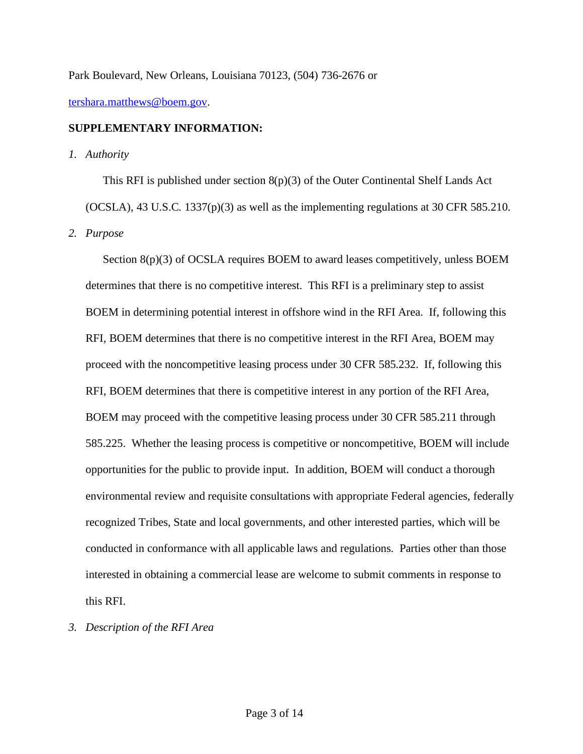Park Boulevard, New Orleans, Louisiana 70123, (504) 736-2676 or tershara.matthews@boem.gov.

**SUPPLEMENTARY INFORMATION:**

*1. Authority*

This RFI is published under section 8(p)(3) of the Outer Continental Shelf Lands Act (OCSLA), 43 U.S.C. 1337(p)(3) as well as the implementing regulations at 30 CFR 585.210.

*2. Purpose*

Section 8(p)(3) of OCSLA requires BOEM to award leases competitively, unless BOEM determines that there is no competitive interest. This RFI is a preliminary step to assist BOEM in determining potential interest in offshore wind in the RFI Area. If, following this RFI, BOEM determines that there is no competitive interest in the RFI Area, BOEM may proceed with the noncompetitive leasing process under 30 CFR 585.232. If, following this RFI, BOEM determines that there is competitive interest in any portion of the RFI Area, BOEM may proceed with the competitive leasing process under 30 CFR 585.211 through 585.225. Whether the leasing process is competitive or noncompetitive, BOEM will include opportunities for the public to provide input. In addition, BOEM will conduct a thorough environmental review and requisite consultations with appropriate Federal agencies, federally recognized Tribes, State and local governments, and other interested parties, which will be conducted in conformance with all applicable laws and regulations. Parties other than those interested in obtaining a commercial lease are welcome to submit comments in response to this RFI.

*3. Description of the RFI Area*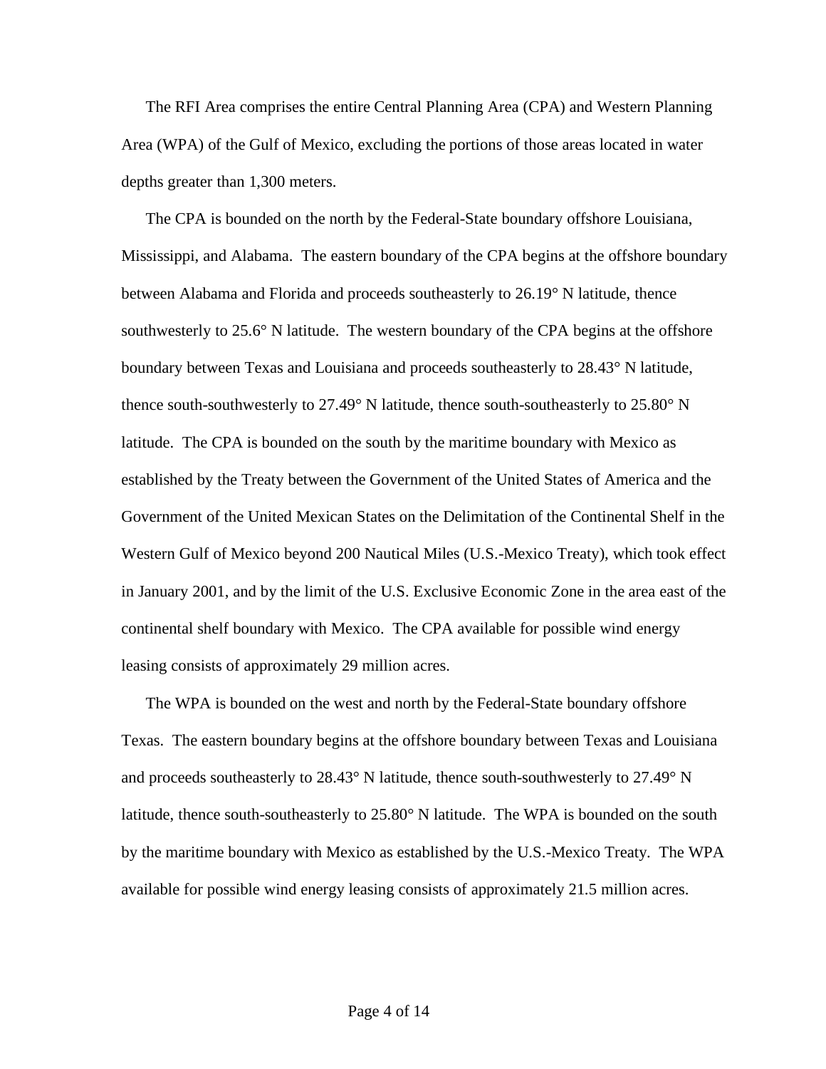The RFI Area comprises the entire Central Planning Area (CPA) and Western Planning Area (WPA) of the Gulf of Mexico, excluding the portions of those areas located in water depths greater than 1,300 meters.

The CPA is bounded on the north by the Federal-State boundary offshore Louisiana, Mississippi, and Alabama. The eastern boundary of the CPA begins at the offshore boundary between Alabama and Florida and proceeds southeasterly to 26.19° N latitude, thence southwesterly to 25.6° N latitude. The western boundary of the CPA begins at the offshore boundary between Texas and Louisiana and proceeds southeasterly to 28.43° N latitude, thence south-southwesterly to 27.49° N latitude, thence south-southeasterly to 25.80° N latitude. The CPA is bounded on the south by the maritime boundary with Mexico as established by the Treaty between the Government of the United States of America and the Government of the United Mexican States on the Delimitation of the Continental Shelf in the Western Gulf of Mexico beyond 200 Nautical Miles (U.S.-Mexico Treaty), which took effect in January 2001, and by the limit of the U.S. Exclusive Economic Zone in the area east of the continental shelf boundary with Mexico. The CPA available for possible wind energy leasing consists of approximately 29 million acres.

The WPA is bounded on the west and north by the Federal-State boundary offshore Texas. The eastern boundary begins at the offshore boundary between Texas and Louisiana and proceeds southeasterly to 28.43° N latitude, thence south-southwesterly to 27.49° N latitude, thence south-southeasterly to 25.80° N latitude. The WPA is bounded on the south by the maritime boundary with Mexico as established by the U.S.-Mexico Treaty. The WPA available for possible wind energy leasing consists of approximately 21.5 million acres.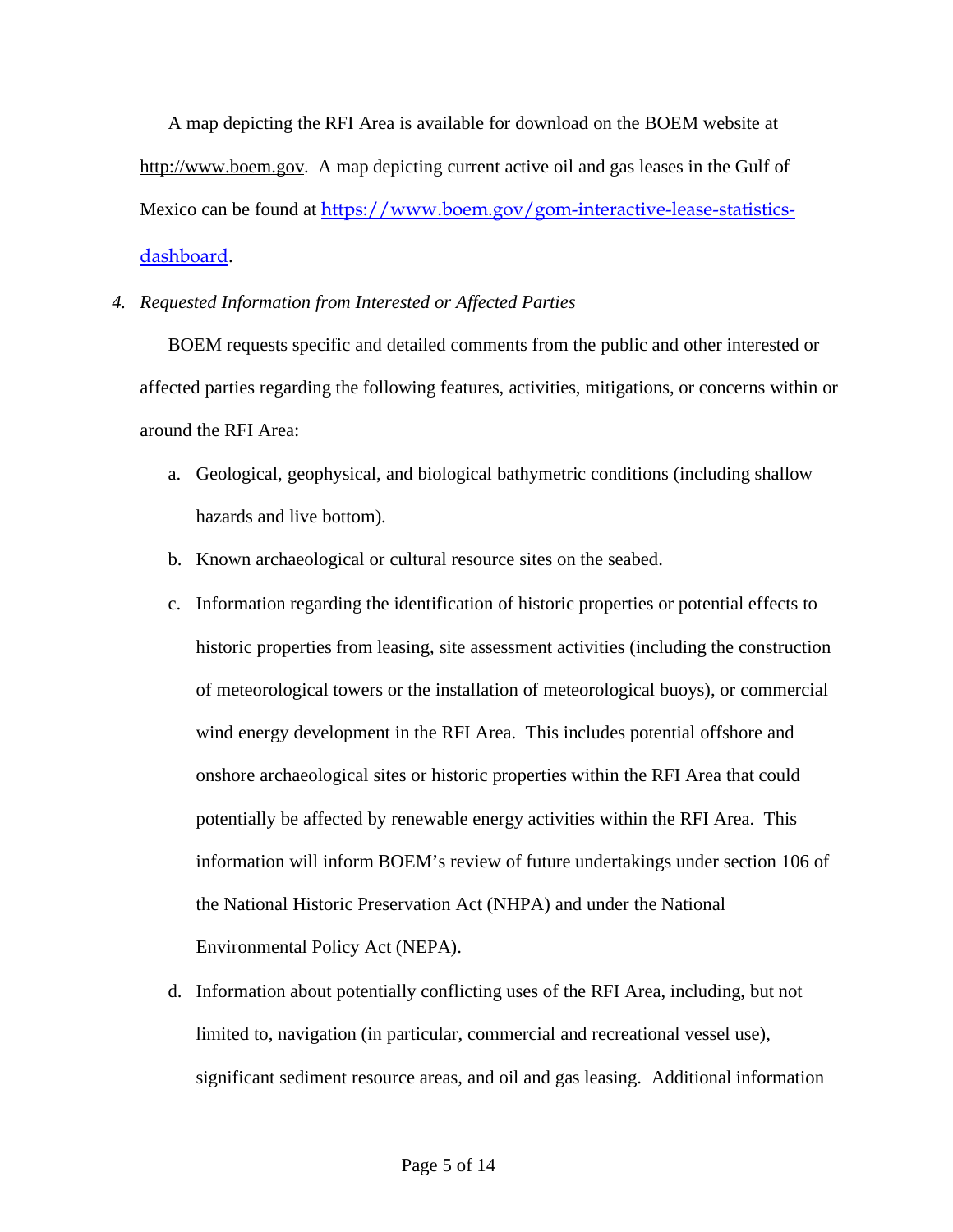A map depicting the RFI Area is available for download on the BOEM website at http://www.boem.gov. A map depicting current active oil and gas leases in the Gulf of Mexico can be found at https://www.boem.gov/gom-interactive-lease-statistics-dashboard.

4. *Requested Information from Interested or Affected Parties*

BOEM requests specific and detailed comments from the public and other interested or affected parties regarding the following features, activities, mitigations, or concerns within or around the RFI Area:

a. Geological, geophysical, and biological bathymetric conditions (including shallow hazards and live bottom).

b. Known archaeological or cultural resource sites on the seabed.

c. Information regarding the identification of historic properties or potential effects to historic properties from leasing, site assessment activities (including the construction of meteorological towers or the installation of meteorological buoys), or commercial wind energy development in the RFI Area. This includes potential offshore and onshore archaeological sites or historic properties within the RFI Area that could potentially be affected by renewable energy activities within the RFI Area. This information will inform BOEM's review of future undertakings under section 106 of the National Historic Preservation Act (NHPA) and under the National Environmental Policy Act (NEPA).

d. Information about potentially conflicting uses of the RFI Area, including, but not limited to, navigation (in particular, commercial and recreational vessel use), significant sediment resource areas, and oil and gas leasing. Additional information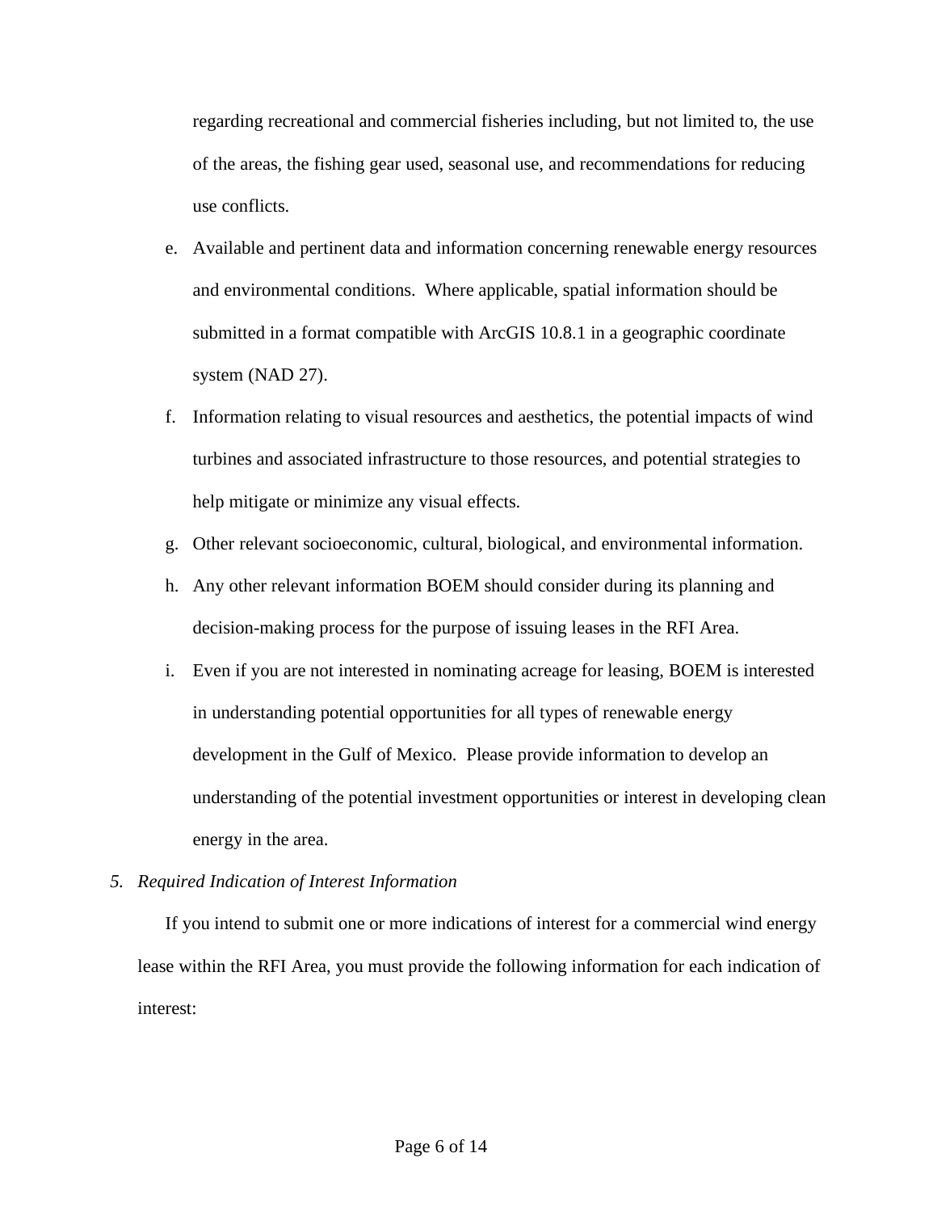regarding recreational and commercial fisheries including, but not limited to, the use of the areas, the fishing gear used, seasonal use, and recommendations for reducing use conflicts.

e. Available and pertinent data and information concerning renewable energy resources and environmental conditions. Where applicable, spatial information should be submitted in a format compatible with ArcGIS 10.8.1 in a geographic coordinate system (NAD 27).

f. Information relating to visual resources and aesthetics, the potential impacts of wind turbines and associated infrastructure to those resources, and potential strategies to help mitigate or minimize any visual effects.

g. Other relevant socioeconomic, cultural, biological, and environmental information.

h. Any other relevant information BOEM should consider during its planning and decision-making process for the purpose of issuing leases in the RFI Area.

i. Even if you are not interested in nominating acreage for leasing, BOEM is interested in understanding potential opportunities for all types of renewable energy development in the Gulf of Mexico. Please provide information to develop an understanding of the potential investment opportunities or interest in developing clean energy in the area.

*5. Required Indication of Interest Information*

If you intend to submit one or more indications of interest for a commercial wind energy lease within the RFI Area, you must provide the following information for each indication of interest: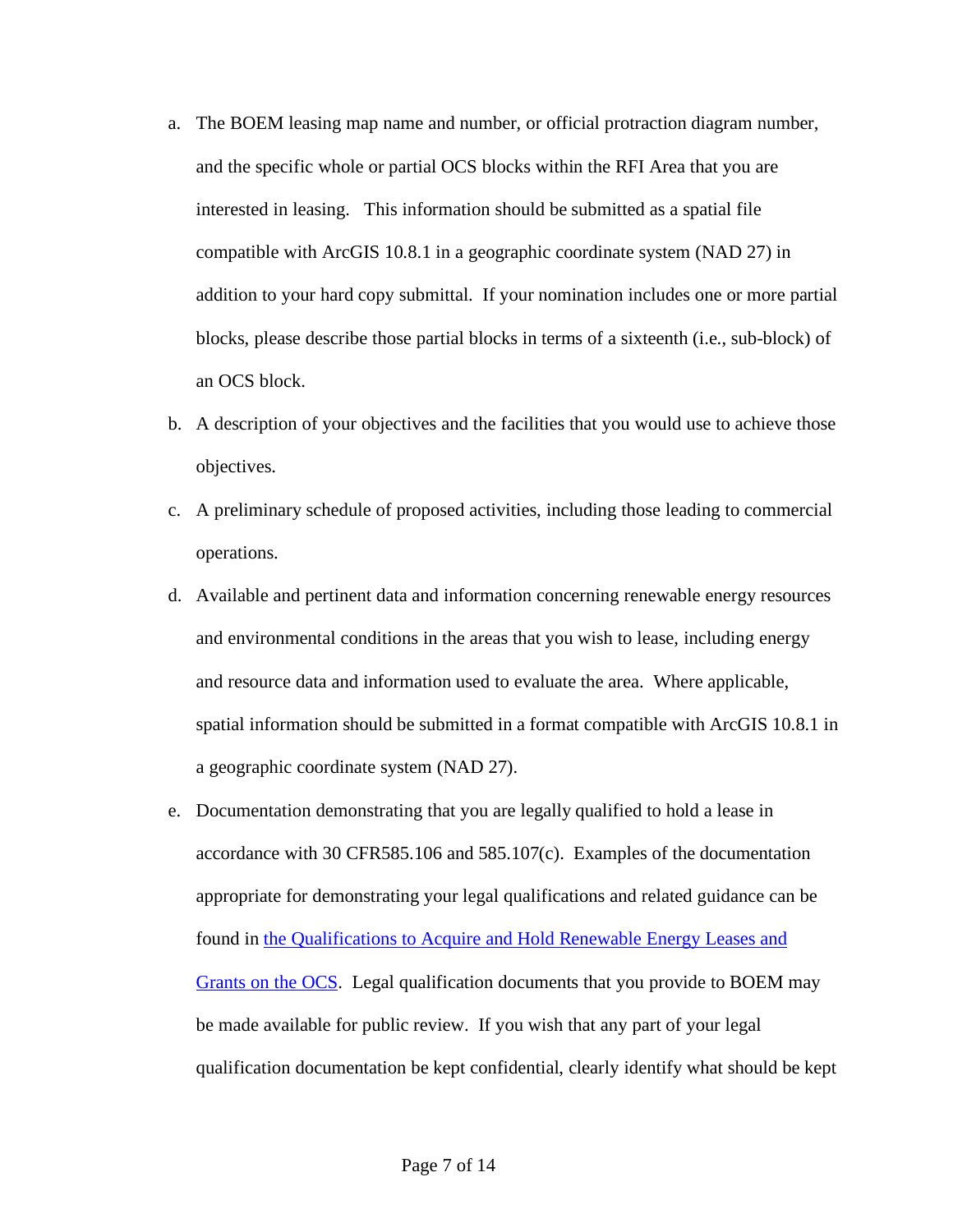a. The BOEM leasing map name and number, or official protraction diagram number, and the specific whole or partial OCS blocks within the RFI Area that you are interested in leasing. This information should be submitted as a spatial file compatible with ArcGIS 10.8.1 in a geographic coordinate system (NAD 27) in addition to your hard copy submittal. If your nomination includes one or more partial blocks, please describe those partial blocks in terms of a sixteenth (i.e., sub-block) of an OCS block.
b. A description of your objectives and the facilities that you would use to achieve those objectives.
c. A preliminary schedule of proposed activities, including those leading to commercial operations.
d. Available and pertinent data and information concerning renewable energy resources and environmental conditions in the areas that you wish to lease, including energy and resource data and information used to evaluate the area. Where applicable, spatial information should be submitted in a format compatible with ArcGIS 10.8.1 in a geographic coordinate system (NAD 27).
e. Documentation demonstrating that you are legally qualified to hold a lease in accordance with 30 CFR585.106 and 585.107(c). Examples of the documentation appropriate for demonstrating your legal qualifications and related guidance can be found in the Qualifications to Acquire and Hold Renewable Energy Leases and Grants on the OCS. Legal qualification documents that you provide to BOEM may be made available for public review. If you wish that any part of your legal qualification documentation be kept confidential, clearly identify what should be kept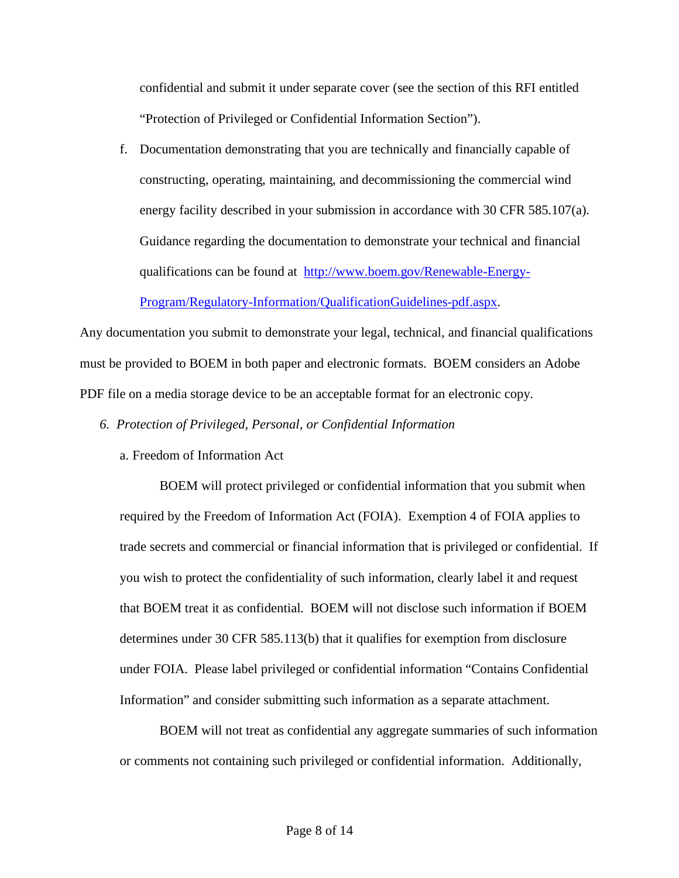confidential and submit it under separate cover (see the section of this RFI entitled "Protection of Privileged or Confidential Information Section").

f. Documentation demonstrating that you are technically and financially capable of constructing, operating, maintaining, and decommissioning the commercial wind energy facility described in your submission in accordance with 30 CFR 585.107(a). Guidance regarding the documentation to demonstrate your technical and financial qualifications can be found at [http://www.boem.gov/Renewable-Energy-Program/Regulatory-Information/QualificationGuidelines-pdf.aspx](http://www.boem.gov/Renewable-Energy-Program/Regulatory-Information/QualificationGuidelines-pdf.aspx).

Any documentation you submit to demonstrate your legal, technical, and financial qualifications must be provided to BOEM in both paper and electronic formats. BOEM considers an Adobe PDF file on a media storage device to be an acceptable format for an electronic copy.

*6. Protection of Privileged, Personal, or Confidential Information*

a. Freedom of Information Act

BOEM will protect privileged or confidential information that you submit when required by the Freedom of Information Act (FOIA). Exemption 4 of FOIA applies to trade secrets and commercial or financial information that is privileged or confidential. If you wish to protect the confidentiality of such information, clearly label it and request that BOEM treat it as confidential. BOEM will not disclose such information if BOEM determines under 30 CFR 585.113(b) that it qualifies for exemption from disclosure under FOIA. Please label privileged or confidential information "Contains Confidential Information" and consider submitting such information as a separate attachment.

BOEM will not treat as confidential any aggregate summaries of such information or comments not containing such privileged or confidential information. Additionally,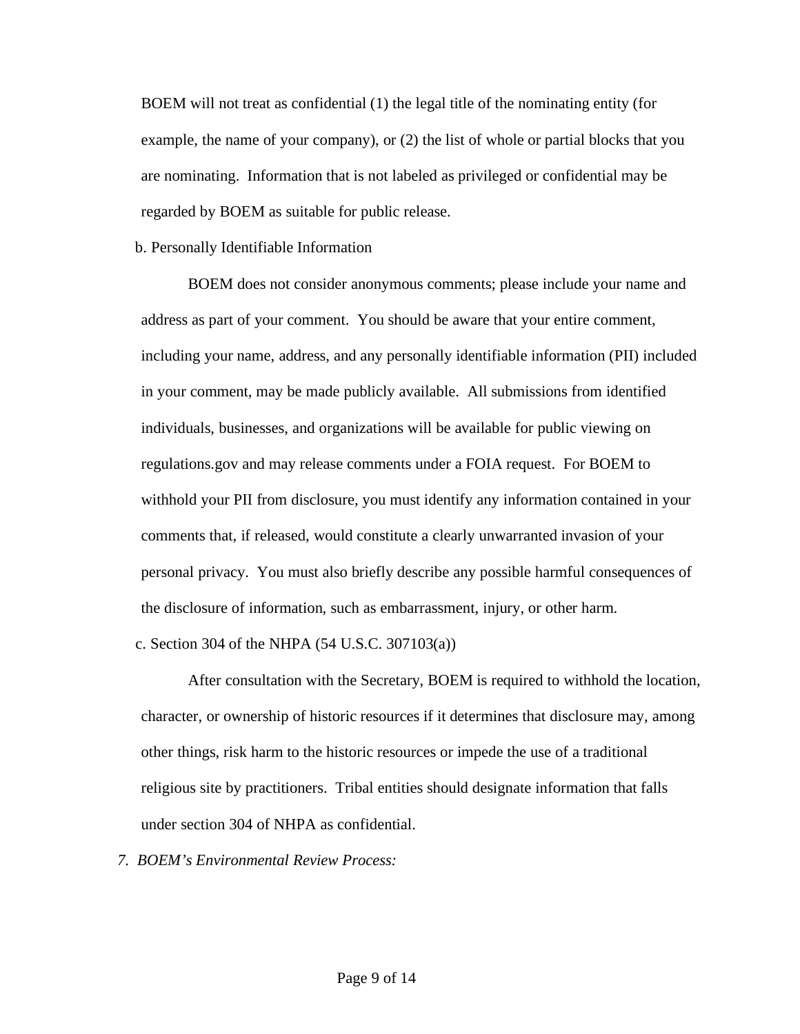BOEM will not treat as confidential (1) the legal title of the nominating entity (for example, the name of your company), or (2) the list of whole or partial blocks that you are nominating. Information that is not labeled as privileged or confidential may be regarded by BOEM as suitable for public release.

b. Personally Identifiable Information

BOEM does not consider anonymous comments; please include your name and address as part of your comment. You should be aware that your entire comment, including your name, address, and any personally identifiable information (PII) included in your comment, may be made publicly available. All submissions from identified individuals, businesses, and organizations will be available for public viewing on regulations.gov and may release comments under a FOIA request. For BOEM to withhold your PII from disclosure, you must identify any information contained in your comments that, if released, would constitute a clearly unwarranted invasion of your personal privacy. You must also briefly describe any possible harmful consequences of the disclosure of information, such as embarrassment, injury, or other harm.

c. Section 304 of the NHPA (54 U.S.C. 307103(a))

After consultation with the Secretary, BOEM is required to withhold the location, character, or ownership of historic resources if it determines that disclosure may, among other things, risk harm to the historic resources or impede the use of a traditional religious site by practitioners. Tribal entities should designate information that falls under section 304 of NHPA as confidential.

*7. BOEM's Environmental Review Process:*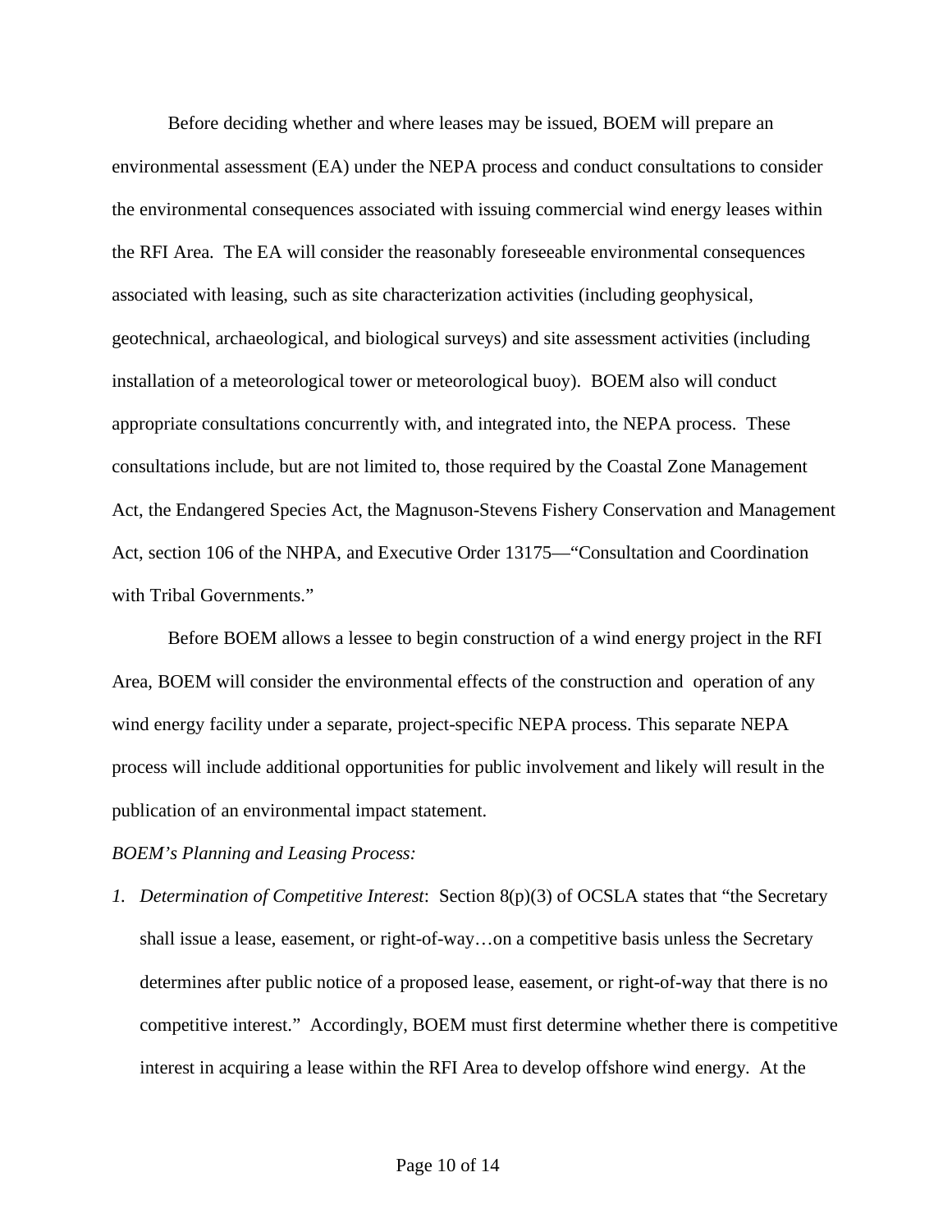Before deciding whether and where leases may be issued, BOEM will prepare an environmental assessment (EA) under the NEPA process and conduct consultations to consider the environmental consequences associated with issuing commercial wind energy leases within the RFI Area. The EA will consider the reasonably foreseeable environmental consequences associated with leasing, such as site characterization activities (including geophysical, geotechnical, archaeological, and biological surveys) and site assessment activities (including installation of a meteorological tower or meteorological buoy). BOEM also will conduct appropriate consultations concurrently with, and integrated into, the NEPA process. These consultations include, but are not limited to, those required by the Coastal Zone Management Act, the Endangered Species Act, the Magnuson-Stevens Fishery Conservation and Management Act, section 106 of the NHPA, and Executive Order 13175—"Consultation and Coordination with Tribal Governments."

Before BOEM allows a lessee to begin construction of a wind energy project in the RFI Area, BOEM will consider the environmental effects of the construction and operation of any wind energy facility under a separate, project-specific NEPA process. This separate NEPA process will include additional opportunities for public involvement and likely will result in the publication of an environmental impact statement.

*BOEM's Planning and Leasing Process:*

1. *Determination of Competitive Interest*: Section 8(p)(3) of OCSLA states that "the Secretary shall issue a lease, easement, or right-of-way…on a competitive basis unless the Secretary determines after public notice of a proposed lease, easement, or right-of-way that there is no competitive interest." Accordingly, BOEM must first determine whether there is competitive interest in acquiring a lease within the RFI Area to develop offshore wind energy. At the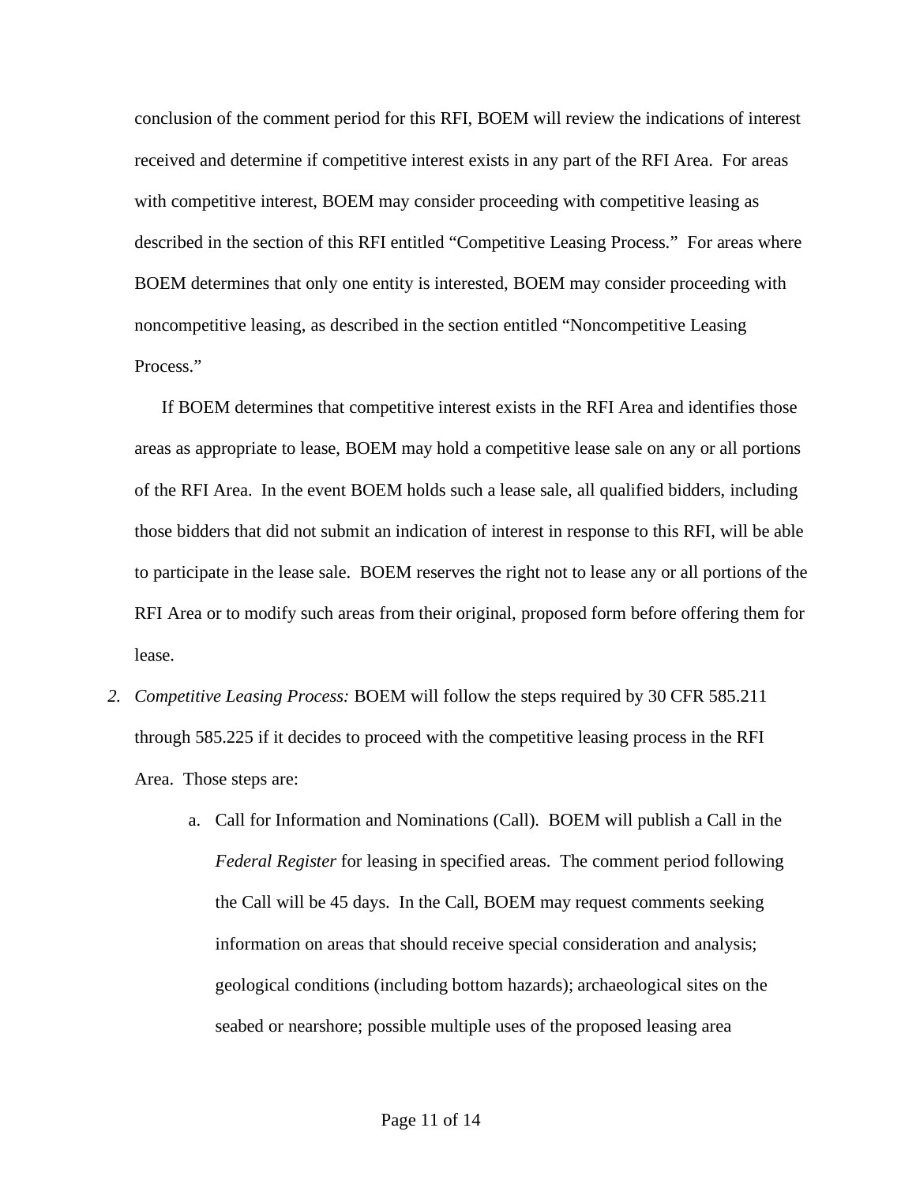conclusion of the comment period for this RFI, BOEM will review the indications of interest received and determine if competitive interest exists in any part of the RFI Area. For areas with competitive interest, BOEM may consider proceeding with competitive leasing as described in the section of this RFI entitled "Competitive Leasing Process." For areas where BOEM determines that only one entity is interested, BOEM may consider proceeding with noncompetitive leasing, as described in the section entitled "Noncompetitive Leasing Process."

If BOEM determines that competitive interest exists in the RFI Area and identifies those areas as appropriate to lease, BOEM may hold a competitive lease sale on any or all portions of the RFI Area. In the event BOEM holds such a lease sale, all qualified bidders, including those bidders that did not submit an indication of interest in response to this RFI, will be able to participate in the lease sale. BOEM reserves the right not to lease any or all portions of the RFI Area or to modify such areas from their original, proposed form before offering them for lease.

2. *Competitive Leasing Process:* BOEM will follow the steps required by 30 CFR 585.211 through 585.225 if it decides to proceed with the competitive leasing process in the RFI Area. Those steps are:

    a. Call for Information and Nominations (Call). BOEM will publish a Call in the *Federal Register* for leasing in specified areas. The comment period following the Call will be 45 days. In the Call, BOEM may request comments seeking information on areas that should receive special consideration and analysis; geological conditions (including bottom hazards); archaeological sites on the seabed or nearshore; possible multiple uses of the proposed leasing area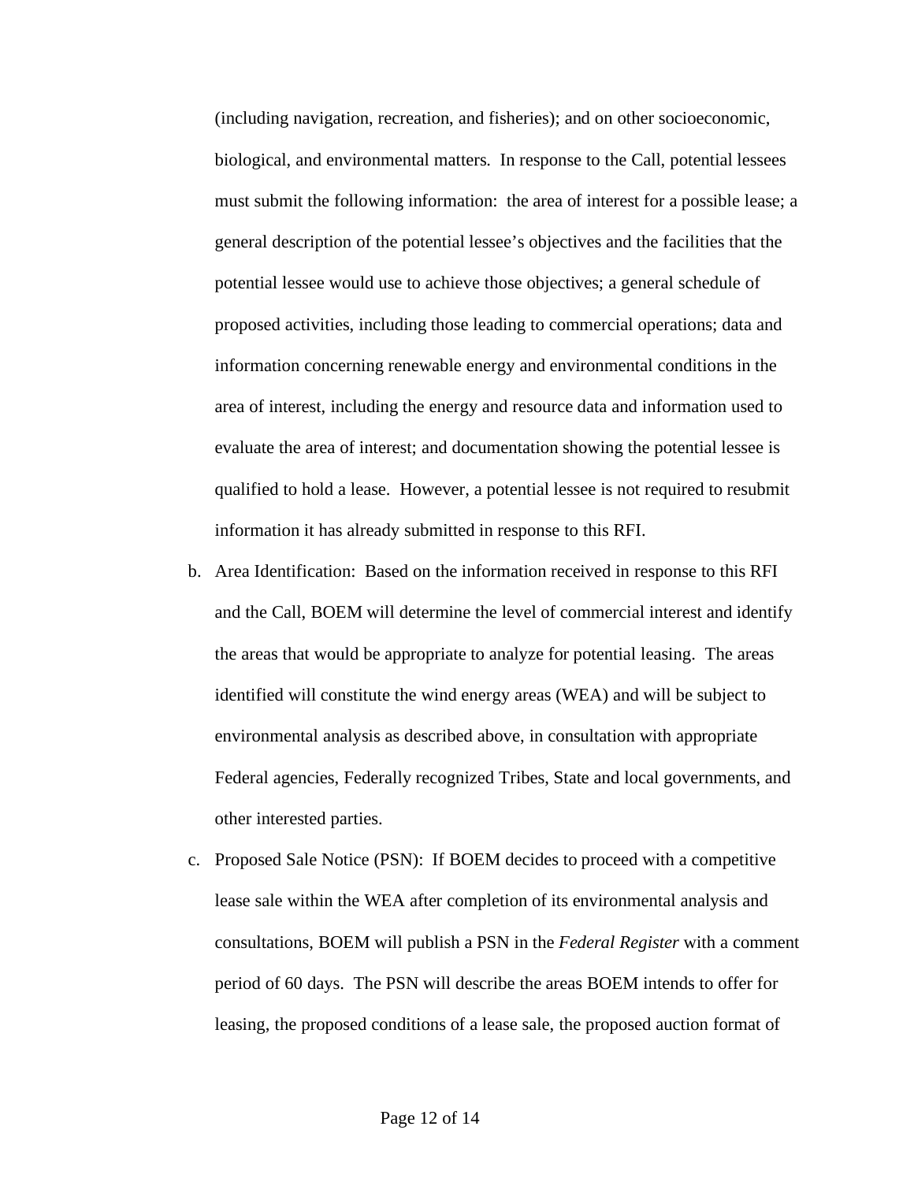(including navigation, recreation, and fisheries); and on other socioeconomic, biological, and environmental matters. In response to the Call, potential lessees must submit the following information: the area of interest for a possible lease; a general description of the potential lessee's objectives and the facilities that the potential lessee would use to achieve those objectives; a general schedule of proposed activities, including those leading to commercial operations; data and information concerning renewable energy and environmental conditions in the area of interest, including the energy and resource data and information used to evaluate the area of interest; and documentation showing the potential lessee is qualified to hold a lease. However, a potential lessee is not required to resubmit information it has already submitted in response to this RFI.

b. Area Identification: Based on the information received in response to this RFI and the Call, BOEM will determine the level of commercial interest and identify the areas that would be appropriate to analyze for potential leasing. The areas identified will constitute the wind energy areas (WEA) and will be subject to environmental analysis as described above, in consultation with appropriate Federal agencies, Federally recognized Tribes, State and local governments, and other interested parties.

c. Proposed Sale Notice (PSN): If BOEM decides to proceed with a competitive lease sale within the WEA after completion of its environmental analysis and consultations, BOEM will publish a PSN in the *Federal Register* with a comment period of 60 days. The PSN will describe the areas BOEM intends to offer for leasing, the proposed conditions of a lease sale, the proposed auction format of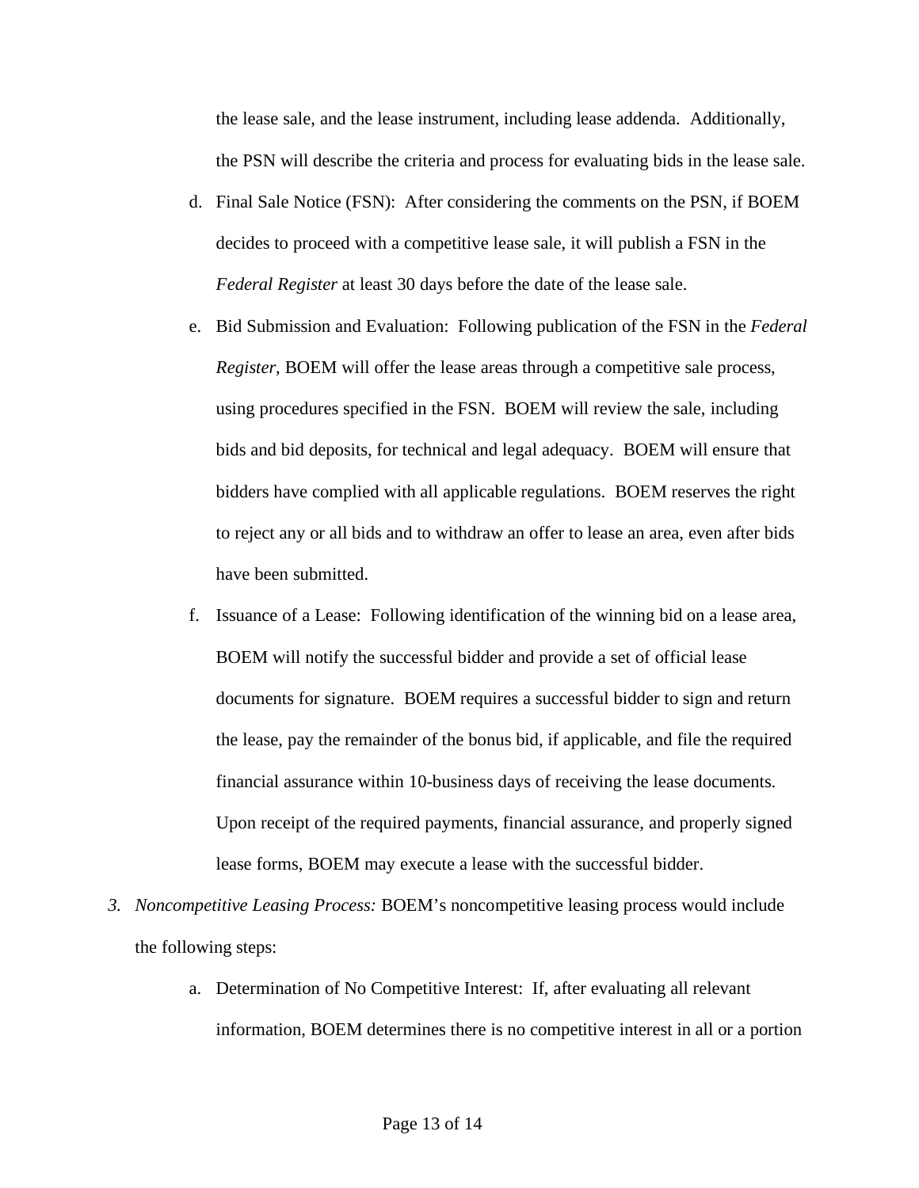the lease sale, and the lease instrument, including lease addenda. Additionally, the PSN will describe the criteria and process for evaluating bids in the lease sale.

d. Final Sale Notice (FSN): After considering the comments on the PSN, if BOEM decides to proceed with a competitive lease sale, it will publish a FSN in the *Federal Register* at least 30 days before the date of the lease sale.

e. Bid Submission and Evaluation: Following publication of the FSN in the *Federal Register*, BOEM will offer the lease areas through a competitive sale process, using procedures specified in the FSN. BOEM will review the sale, including bids and bid deposits, for technical and legal adequacy. BOEM will ensure that bidders have complied with all applicable regulations. BOEM reserves the right to reject any or all bids and to withdraw an offer to lease an area, even after bids have been submitted.

f. Issuance of a Lease: Following identification of the winning bid on a lease area, BOEM will notify the successful bidder and provide a set of official lease documents for signature. BOEM requires a successful bidder to sign and return the lease, pay the remainder of the bonus bid, if applicable, and file the required financial assurance within 10-business days of receiving the lease documents. Upon receipt of the required payments, financial assurance, and properly signed lease forms, BOEM may execute a lease with the successful bidder.

3. *Noncompetitive Leasing Process:* BOEM's noncompetitive leasing process would include the following steps:

   a. Determination of No Competitive Interest: If, after evaluating all relevant information, BOEM determines there is no competitive interest in all or a portion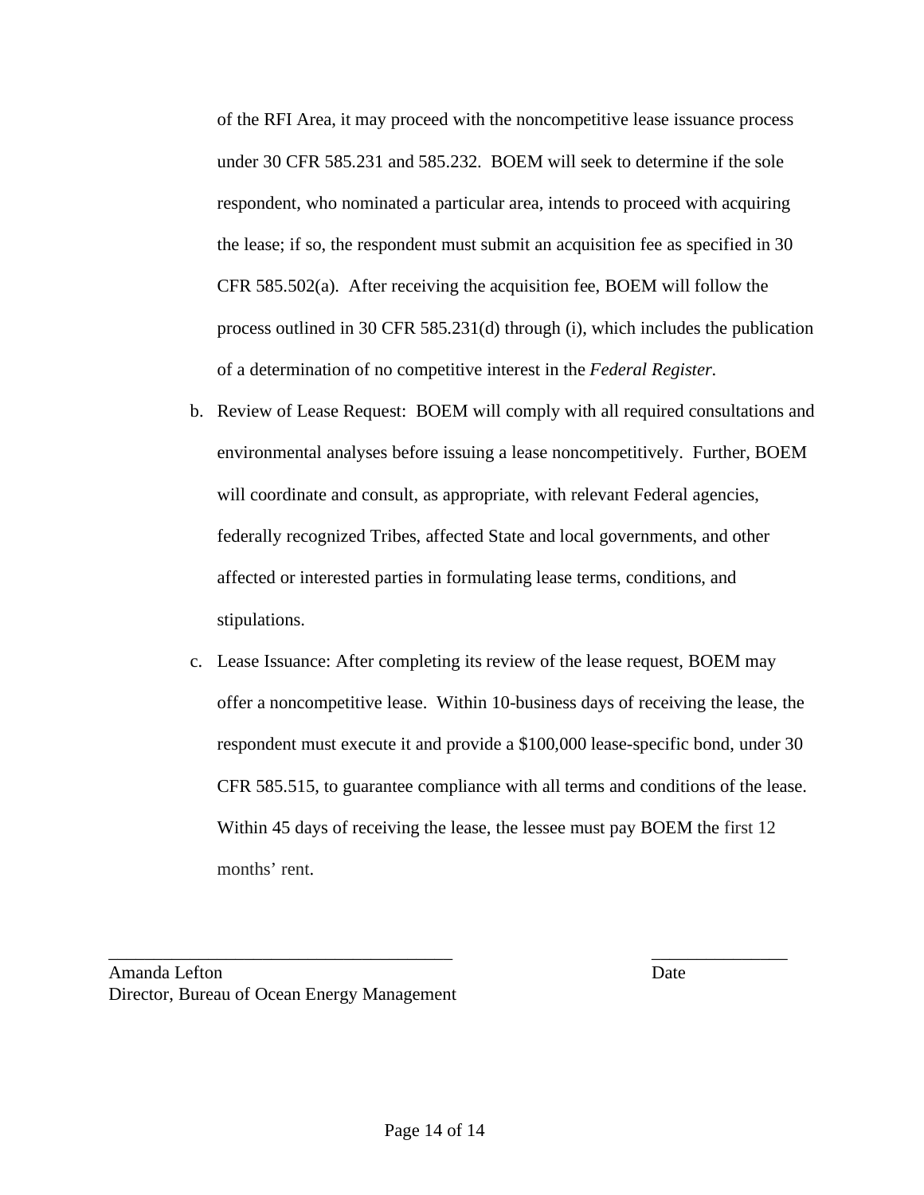of the RFI Area, it may proceed with the noncompetitive lease issuance process under 30 CFR 585.231 and 585.232. BOEM will seek to determine if the sole respondent, who nominated a particular area, intends to proceed with acquiring the lease; if so, the respondent must submit an acquisition fee as specified in 30 CFR 585.502(a). After receiving the acquisition fee, BOEM will follow the process outlined in 30 CFR 585.231(d) through (i), which includes the publication of a determination of no competitive interest in the *Federal Register*.

b. Review of Lease Request: BOEM will comply with all required consultations and environmental analyses before issuing a lease noncompetitively. Further, BOEM will coordinate and consult, as appropriate, with relevant Federal agencies, federally recognized Tribes, affected State and local governments, and other affected or interested parties in formulating lease terms, conditions, and stipulations.

c. Lease Issuance: After completing its review of the lease request, BOEM may offer a noncompetitive lease. Within 10-business days of receiving the lease, the respondent must execute it and provide a $100,000 lease-specific bond, under 30 CFR 585.515, to guarantee compliance with all terms and conditions of the lease. Within 45 days of receiving the lease, the lessee must pay BOEM the first 12 months' rent.

\_\_\_\_\_\_\_\_\_\_\_\_\_\_\_\_\_\_\_\_\_\_\_\_\_\_\_\_\_\_\_\_\_\_\_\_\_\_ \_\_\_\_\_\_\_\_\_\_\_\_\_\_\_

Amanda Lefton Date

Director, Bureau of Ocean Energy Management